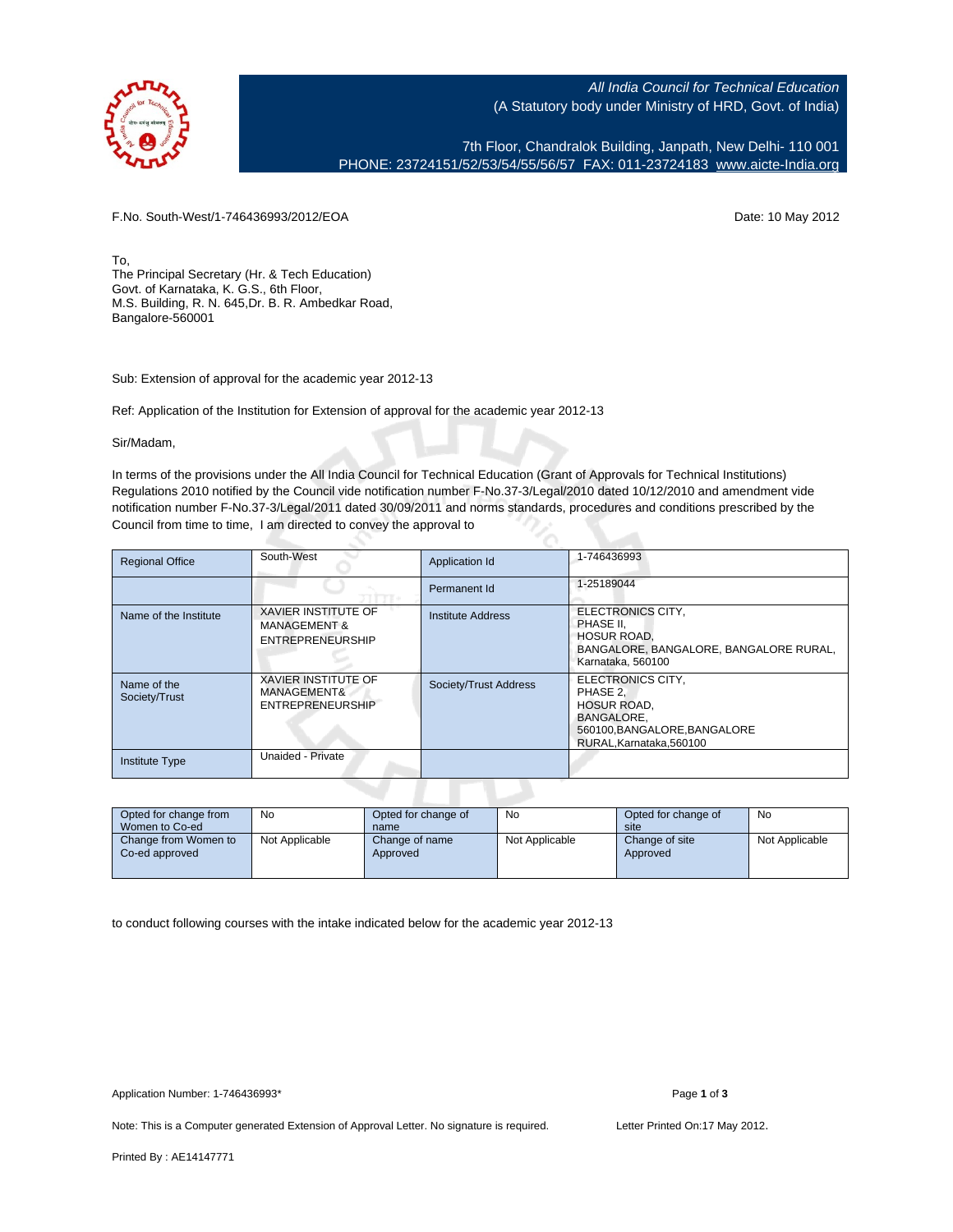All India Council for Technical Education
(A Statutory body under Ministry of HRD, Govt. of India)

7th Floor, Chandralok Building, Janpath, New Delhi- 110 001
PHONE: 23724151/52/53/54/55/56/57 FAX: 011-23724183 www.aicte-India.org

F.No. South-West/1-746436993/2012/EOA

Date: 10 May 2012

To,
The Principal Secretary (Hr. & Tech Education)
Govt. of Karnataka, K. G.S., 6th Floor,
M.S. Building, R. N. 645,Dr. B. R. Ambedkar Road,
Bangalore-560001

Sub: Extension of approval for the academic year 2012-13

Ref: Application of the Institution for Extension of approval for the academic year 2012-13

Sir/Madam,

In terms of the provisions under the All India Council for Technical Education (Grant of Approvals for Technical Institutions) Regulations 2010 notified by the Council vide notification number F-No.37-3/Legal/2010 dated 10/12/2010 and amendment vide notification number F-No.37-3/Legal/2011 dated 30/09/2011 and norms standards, procedures and conditions prescribed by the Council from time to time, I am directed to convey the approval to

| Regional Office | South-West | Application Id | 1-746436993 |
|---|---|---|---|
| | | Permanent Id | 1-25189044 |
| Name of the Institute | XAVIER INSTITUTE OF MANAGEMENT & ENTREPRENEURSHIP | Institute Address | ELECTRONICS CITY, PHASE II, HOSUR ROAD, BANGALORE, BANGALORE, BANGALORE RURAL, Karnataka, 560100 |
| Name of the Society/Trust | XAVIER INSTITUTE OF MANAGEMENT& ENTREPRENEURSHIP | Society/Trust Address | ELECTRONICS CITY, PHASE 2, HOSUR ROAD, BANGALORE, 560100,BANGALORE,BANGALORE RURAL,Karnataka,560100 |
| Institute Type | Unaided - Private | | |

| Opted for change from Women to Co-ed | No | Opted for change of name | No | Opted for change of site | No |
|---|---|---|---|---|---|
| Change from Women to Co-ed approved | Not Applicable | Change of name Approved | Not Applicable | Change of site Approved | Not Applicable |

to conduct following courses with the intake indicated below for the academic year 2012-13

Application Number: 1-746436993*

Note: This is a Computer generated Extension of Approval Letter. No signature is required.

Letter Printed On:17 May 2012.

Printed By : AE14147771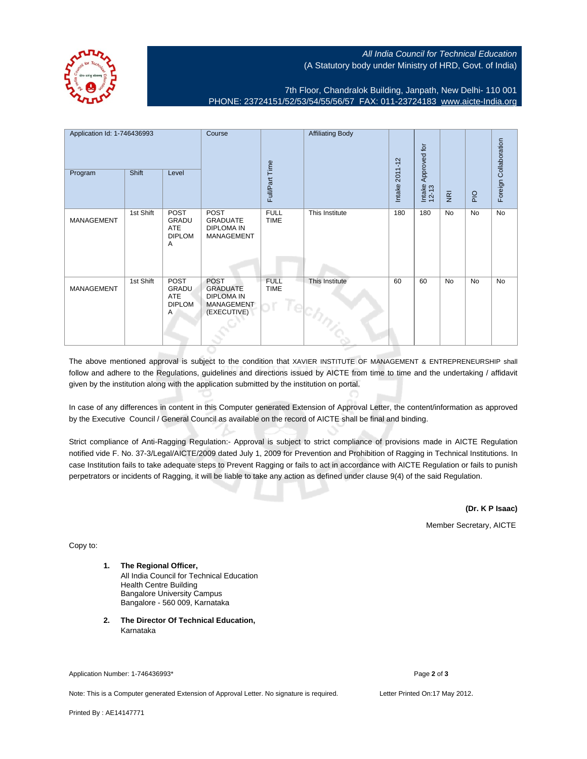All India Council for Technical Education
(A Statutory body under Ministry of HRD, Govt. of India)

7th Floor, Chandralok Building, Janpath, New Delhi- 110 001
PHONE: 23724151/52/53/54/55/56/57 FAX: 011-23724183 www.aicte-India.org

| Application Id: 1-746436993 | | | Course | Full/Part Time | Affiliating Body | Intake 2011-12 | Intake Approved for 12-13 | NRI | PIO | Foreign Collaboration |
|---|---|---|---|---|---|---|---|---|---|---|
| Program | Shift | Level | | | | | | | | |
| MANAGEMENT | 1st Shift | POST GRADUATE DIPLOMA | POST GRADUATE DIPLOMA IN MANAGEMENT | FULL TIME | This Institute | 180 | 180 | No | No | No |
| MANAGEMENT | 1st Shift | POST GRADUATE DIPLOMA | POST GRADUATE DIPLOMA IN MANAGEMENT (EXECUTIVE) | FULL TIME | This Institute | 60 | 60 | No | No | No |

The above mentioned approval is subject to the condition that XAVIER INSTITUTE OF MANAGEMENT & ENTREPRENEURSHIP shall follow and adhere to the Regulations, guidelines and directions issued by AICTE from time to time and the undertaking / affidavit given by the institution along with the application submitted by the institution on portal.

In case of any differences in content in this Computer generated Extension of Approval Letter, the content/information as approved by the Executive Council / General Council as available on the record of AICTE shall be final and binding.

Strict compliance of Anti-Ragging Regulation:- Approval is subject to strict compliance of provisions made in AICTE Regulation notified vide F. No. 37-3/Legal/AICTE/2009 dated July 1, 2009 for Prevention and Prohibition of Ragging in Technical Institutions. In case Institution fails to take adequate steps to Prevent Ragging or fails to act in accordance with AICTE Regulation or fails to punish perpetrators or incidents of Ragging, it will be liable to take any action as defined under clause 9(4) of the said Regulation.

**(Dr. K P Isaac)**

Member Secretary, AICTE

Copy to:

1. **The Regional Officer,**
   All India Council for Technical Education
   Health Centre Building
   Bangalore University Campus
   Bangalore - 560 009, Karnataka

2. **The Director Of Technical Education,**
   Karnataka

Application Number: 1-746436993*

Note: This is a Computer generated Extension of Approval Letter. No signature is required.

Letter Printed On:17 May 2012.

Printed By : AE14147771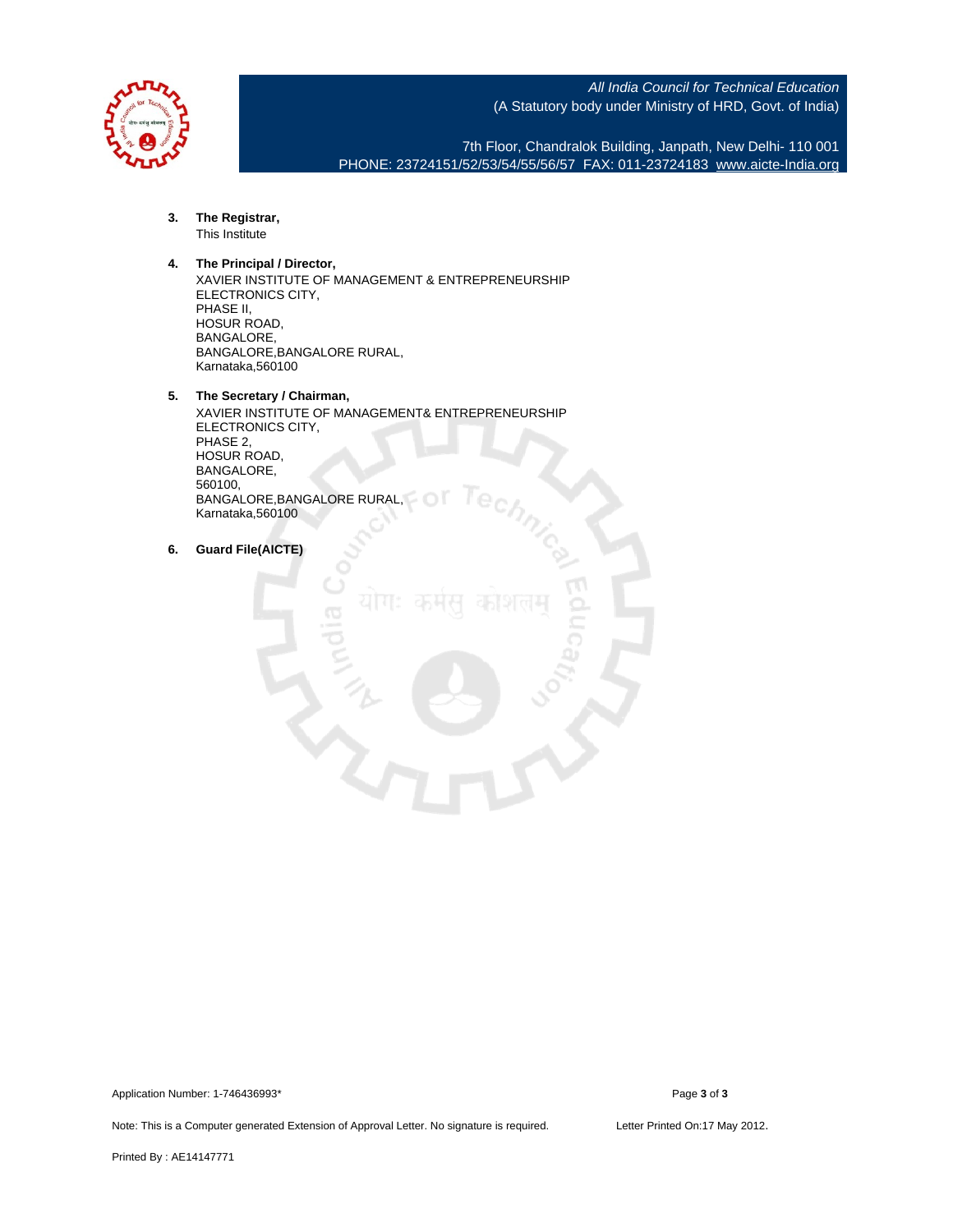3. **The Registrar,**
   This Institute

4. **The Principal / Director,**
   XAVIER INSTITUTE OF MANAGEMENT & ENTREPRENEURSHIP
   ELECTRONICS CITY,
   PHASE II,
   HOSUR ROAD,
   BANGALORE,
   BANGALORE,BANGALORE RURAL,
   Karnataka,560100

5. **The Secretary / Chairman,**
   XAVIER INSTITUTE OF MANAGEMENT& ENTREPRENEURSHIP
   ELECTRONICS CITY,
   PHASE 2,
   HOSUR ROAD,
   BANGALORE,
   560100,
   BANGALORE,BANGALORE RURAL,
   Karnataka,560100

6. **Guard File(AICTE)**

Application Number: 1-746436993*

Note: This is a Computer generated Extension of Approval Letter. No signature is required.

Letter Printed On:17 May 2012.

Printed By : AE14147771